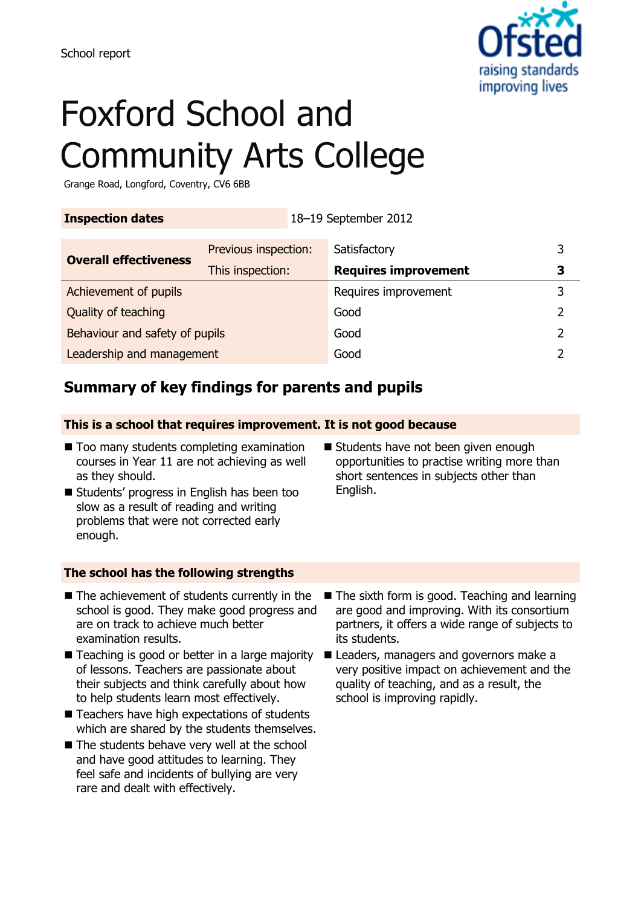School report

# Foxford School and Community Arts College

Grange Road, Longford, Coventry, CV6 6BB

| **Inspection dates** | 18–19 September 2012 |
|---|---|

| **Overall effectiveness** | Previous inspection: | Satisfactory | 3 |
|---|---|---|---|
| | This inspection: | **Requires improvement** | **3** |
| Achievement of pupils | | Requires improvement | 3 |
| Quality of teaching | | Good | 2 |
| Behaviour and safety of pupils | | Good | 2 |
| Leadership and management | | Good | 2 |

## Summary of key findings for parents and pupils

### This is a school that requires improvement. It is not good because

- Too many students completing examination courses in Year 11 are not achieving as well as they should.
- Students' progress in English has been too slow as a result of reading and writing problems that were not corrected early enough.
- Students have not been given enough opportunities to practise writing more than short sentences in subjects other than English.

### The school has the following strengths

- The achievement of students currently in the school is good. They make good progress and are on track to achieve much better examination results.
- Teaching is good or better in a large majority of lessons. Teachers are passionate about their subjects and think carefully about how to help students learn most effectively.
- Teachers have high expectations of students which are shared by the students themselves.
- The students behave very well at the school and have good attitudes to learning. They feel safe and incidents of bullying are very rare and dealt with effectively.
- The sixth form is good. Teaching and learning are good and improving. With its consortium partners, it offers a wide range of subjects to its students.
- Leaders, managers and governors make a very positive impact on achievement and the quality of teaching, and as a result, the school is improving rapidly.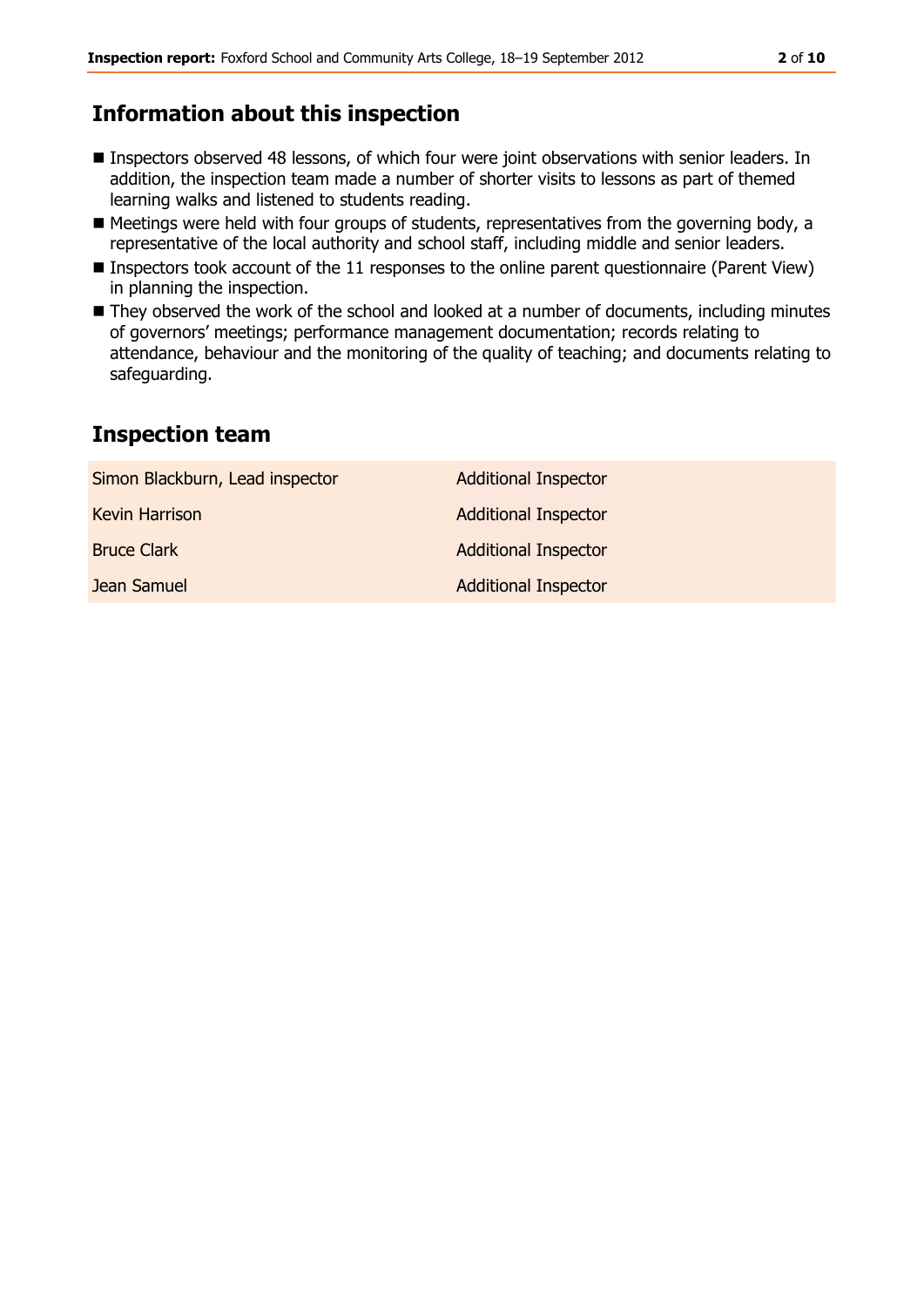## Information about this inspection

- Inspectors observed 48 lessons, of which four were joint observations with senior leaders. In addition, the inspection team made a number of shorter visits to lessons as part of themed learning walks and listened to students reading.
- Meetings were held with four groups of students, representatives from the governing body, a representative of the local authority and school staff, including middle and senior leaders.
- Inspectors took account of the 11 responses to the online parent questionnaire (Parent View) in planning the inspection.
- They observed the work of the school and looked at a number of documents, including minutes of governors' meetings; performance management documentation; records relating to attendance, behaviour and the monitoring of the quality of teaching; and documents relating to safeguarding.

## Inspection team

| | |
|---|---|
| Simon Blackburn, Lead inspector | Additional Inspector |
| Kevin Harrison | Additional Inspector |
| Bruce Clark | Additional Inspector |
| Jean Samuel | Additional Inspector |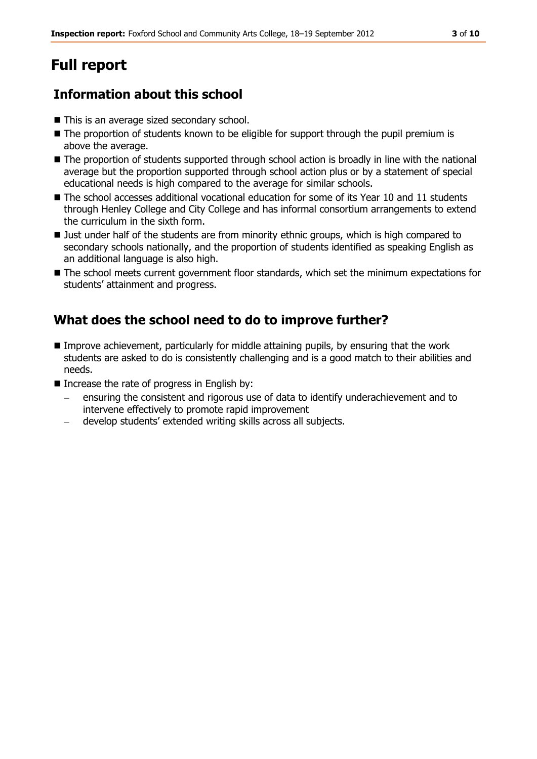# Full report

## Information about this school

- This is an average sized secondary school.
- The proportion of students known to be eligible for support through the pupil premium is above the average.
- The proportion of students supported through school action is broadly in line with the national average but the proportion supported through school action plus or by a statement of special educational needs is high compared to the average for similar schools.
- The school accesses additional vocational education for some of its Year 10 and 11 students through Henley College and City College and has informal consortium arrangements to extend the curriculum in the sixth form.
- Just under half of the students are from minority ethnic groups, which is high compared to secondary schools nationally, and the proportion of students identified as speaking English as an additional language is also high.
- The school meets current government floor standards, which set the minimum expectations for students' attainment and progress.

## What does the school need to do to improve further?

- Improve achievement, particularly for middle attaining pupils, by ensuring that the work students are asked to do is consistently challenging and is a good match to their abilities and needs.
- Increase the rate of progress in English by:
  - ensuring the consistent and rigorous use of data to identify underachievement and to intervene effectively to promote rapid improvement
  - develop students' extended writing skills across all subjects.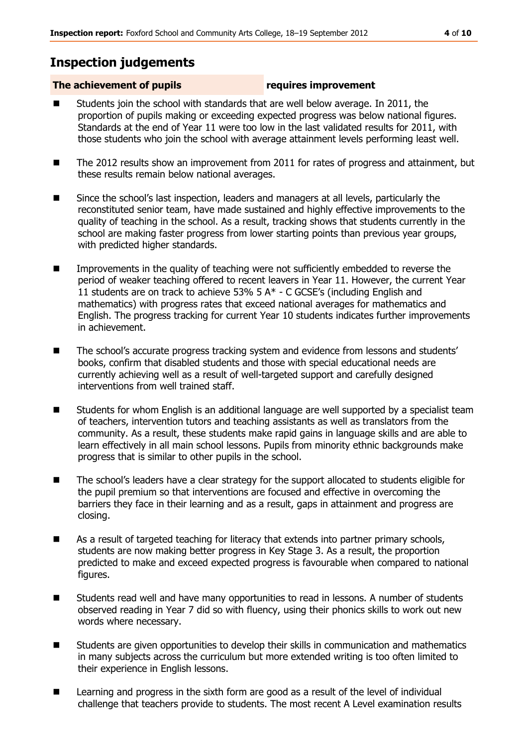## Inspection judgements

| The achievement of pupils | requires improvement |
|---|---|

- Students join the school with standards that are well below average. In 2011, the proportion of pupils making or exceeding expected progress was below national figures. Standards at the end of Year 11 were too low in the last validated results for 2011, with those students who join the school with average attainment levels performing least well.
- The 2012 results show an improvement from 2011 for rates of progress and attainment, but these results remain below national averages.
- Since the school's last inspection, leaders and managers at all levels, particularly the reconstituted senior team, have made sustained and highly effective improvements to the quality of teaching in the school. As a result, tracking shows that students currently in the school are making faster progress from lower starting points than previous year groups, with predicted higher standards.
- Improvements in the quality of teaching were not sufficiently embedded to reverse the period of weaker teaching offered to recent leavers in Year 11. However, the current Year 11 students are on track to achieve 53% 5 A* - C GCSE's (including English and mathematics) with progress rates that exceed national averages for mathematics and English. The progress tracking for current Year 10 students indicates further improvements in achievement.
- The school's accurate progress tracking system and evidence from lessons and students' books, confirm that disabled students and those with special educational needs are currently achieving well as a result of well-targeted support and carefully designed interventions from well trained staff.
- Students for whom English is an additional language are well supported by a specialist team of teachers, intervention tutors and teaching assistants as well as translators from the community. As a result, these students make rapid gains in language skills and are able to learn effectively in all main school lessons. Pupils from minority ethnic backgrounds make progress that is similar to other pupils in the school.
- The school's leaders have a clear strategy for the support allocated to students eligible for the pupil premium so that interventions are focused and effective in overcoming the barriers they face in their learning and as a result, gaps in attainment and progress are closing.
- As a result of targeted teaching for literacy that extends into partner primary schools, students are now making better progress in Key Stage 3. As a result, the proportion predicted to make and exceed expected progress is favourable when compared to national figures.
- Students read well and have many opportunities to read in lessons. A number of students observed reading in Year 7 did so with fluency, using their phonics skills to work out new words where necessary.
- Students are given opportunities to develop their skills in communication and mathematics in many subjects across the curriculum but more extended writing is too often limited to their experience in English lessons.
- Learning and progress in the sixth form are good as a result of the level of individual challenge that teachers provide to students. The most recent A Level examination results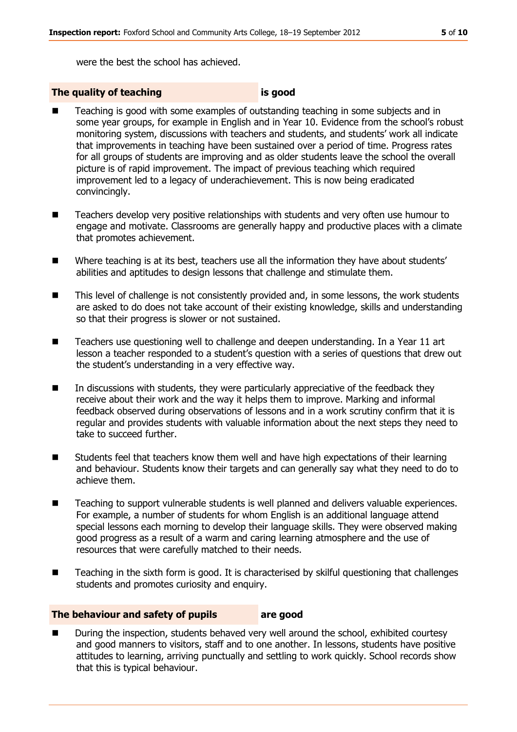were the best the school has achieved.

**The quality of teaching** **is good**

- Teaching is good with some examples of outstanding teaching in some subjects and in some year groups, for example in English and in Year 10. Evidence from the school's robust monitoring system, discussions with teachers and students, and students' work all indicate that improvements in teaching have been sustained over a period of time. Progress rates for all groups of students are improving and as older students leave the school the overall picture is of rapid improvement. The impact of previous teaching which required improvement led to a legacy of underachievement. This is now being eradicated convincingly.
- Teachers develop very positive relationships with students and very often use humour to engage and motivate. Classrooms are generally happy and productive places with a climate that promotes achievement.
- Where teaching is at its best, teachers use all the information they have about students' abilities and aptitudes to design lessons that challenge and stimulate them.
- This level of challenge is not consistently provided and, in some lessons, the work students are asked to do does not take account of their existing knowledge, skills and understanding so that their progress is slower or not sustained.
- Teachers use questioning well to challenge and deepen understanding. In a Year 11 art lesson a teacher responded to a student's question with a series of questions that drew out the student's understanding in a very effective way.
- In discussions with students, they were particularly appreciative of the feedback they receive about their work and the way it helps them to improve. Marking and informal feedback observed during observations of lessons and in a work scrutiny confirm that it is regular and provides students with valuable information about the next steps they need to take to succeed further.
- Students feel that teachers know them well and have high expectations of their learning and behaviour. Students know their targets and can generally say what they need to do to achieve them.
- Teaching to support vulnerable students is well planned and delivers valuable experiences. For example, a number of students for whom English is an additional language attend special lessons each morning to develop their language skills. They were observed making good progress as a result of a warm and caring learning atmosphere and the use of resources that were carefully matched to their needs.
- Teaching in the sixth form is good. It is characterised by skilful questioning that challenges students and promotes curiosity and enquiry.

**The behaviour and safety of pupils** **are good**

- During the inspection, students behaved very well around the school, exhibited courtesy and good manners to visitors, staff and to one another. In lessons, students have positive attitudes to learning, arriving punctually and settling to work quickly. School records show that this is typical behaviour.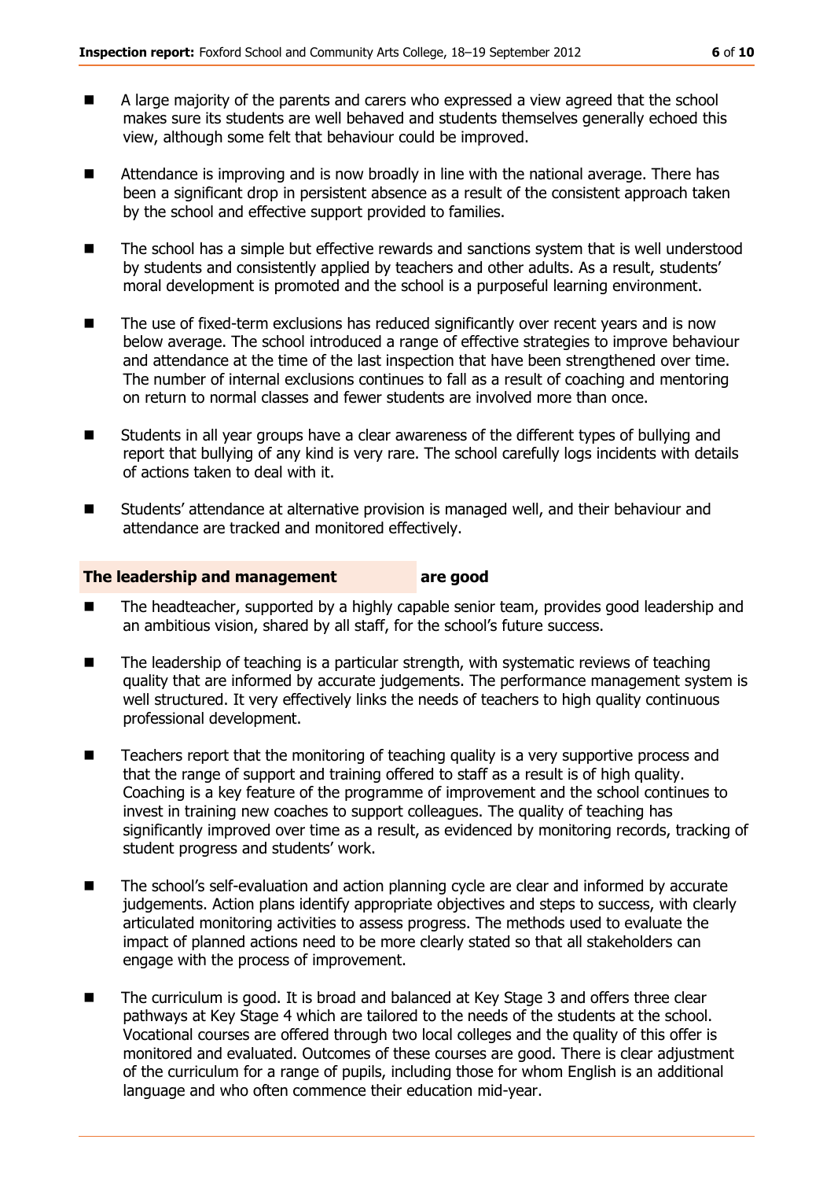- A large majority of the parents and carers who expressed a view agreed that the school makes sure its students are well behaved and students themselves generally echoed this view, although some felt that behaviour could be improved.
- Attendance is improving and is now broadly in line with the national average. There has been a significant drop in persistent absence as a result of the consistent approach taken by the school and effective support provided to families.
- The school has a simple but effective rewards and sanctions system that is well understood by students and consistently applied by teachers and other adults. As a result, students' moral development is promoted and the school is a purposeful learning environment.
- The use of fixed-term exclusions has reduced significantly over recent years and is now below average. The school introduced a range of effective strategies to improve behaviour and attendance at the time of the last inspection that have been strengthened over time. The number of internal exclusions continues to fall as a result of coaching and mentoring on return to normal classes and fewer students are involved more than once.
- Students in all year groups have a clear awareness of the different types of bullying and report that bullying of any kind is very rare. The school carefully logs incidents with details of actions taken to deal with it.
- Students' attendance at alternative provision is managed well, and their behaviour and attendance are tracked and monitored effectively.

## The leadership and management are good

- The headteacher, supported by a highly capable senior team, provides good leadership and an ambitious vision, shared by all staff, for the school's future success.
- The leadership of teaching is a particular strength, with systematic reviews of teaching quality that are informed by accurate judgements. The performance management system is well structured. It very effectively links the needs of teachers to high quality continuous professional development.
- Teachers report that the monitoring of teaching quality is a very supportive process and that the range of support and training offered to staff as a result is of high quality. Coaching is a key feature of the programme of improvement and the school continues to invest in training new coaches to support colleagues. The quality of teaching has significantly improved over time as a result, as evidenced by monitoring records, tracking of student progress and students' work.
- The school's self-evaluation and action planning cycle are clear and informed by accurate judgements. Action plans identify appropriate objectives and steps to success, with clearly articulated monitoring activities to assess progress. The methods used to evaluate the impact of planned actions need to be more clearly stated so that all stakeholders can engage with the process of improvement.
- The curriculum is good. It is broad and balanced at Key Stage 3 and offers three clear pathways at Key Stage 4 which are tailored to the needs of the students at the school. Vocational courses are offered through two local colleges and the quality of this offer is monitored and evaluated. Outcomes of these courses are good. There is clear adjustment of the curriculum for a range of pupils, including those for whom English is an additional language and who often commence their education mid-year.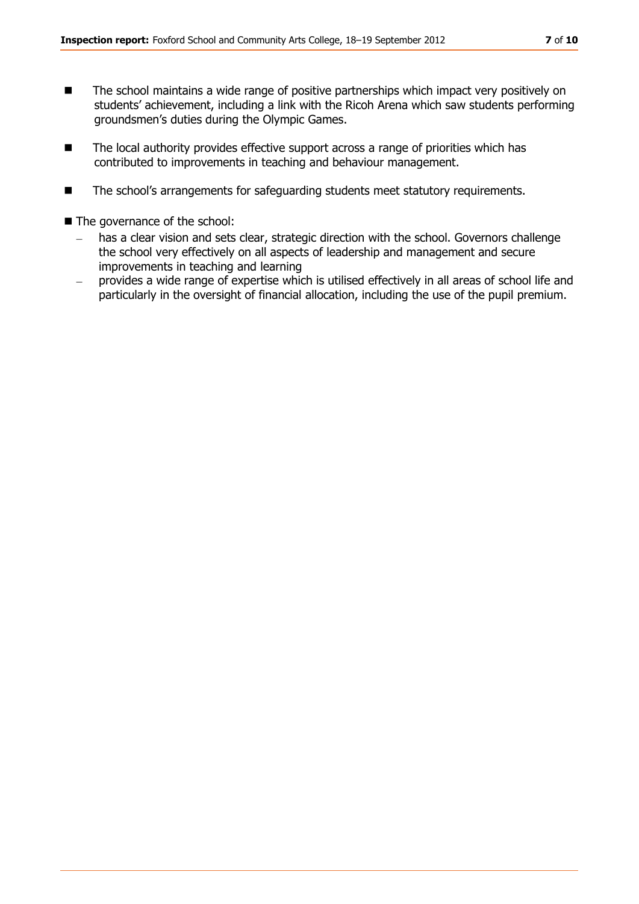- The school maintains a wide range of positive partnerships which impact very positively on students' achievement, including a link with the Ricoh Arena which saw students performing groundsmen's duties during the Olympic Games.
- The local authority provides effective support across a range of priorities which has contributed to improvements in teaching and behaviour management.
- The school's arrangements for safeguarding students meet statutory requirements.
- The governance of the school:
  - has a clear vision and sets clear, strategic direction with the school. Governors challenge the school very effectively on all aspects of leadership and management and secure improvements in teaching and learning
  - provides a wide range of expertise which is utilised effectively in all areas of school life and particularly in the oversight of financial allocation, including the use of the pupil premium.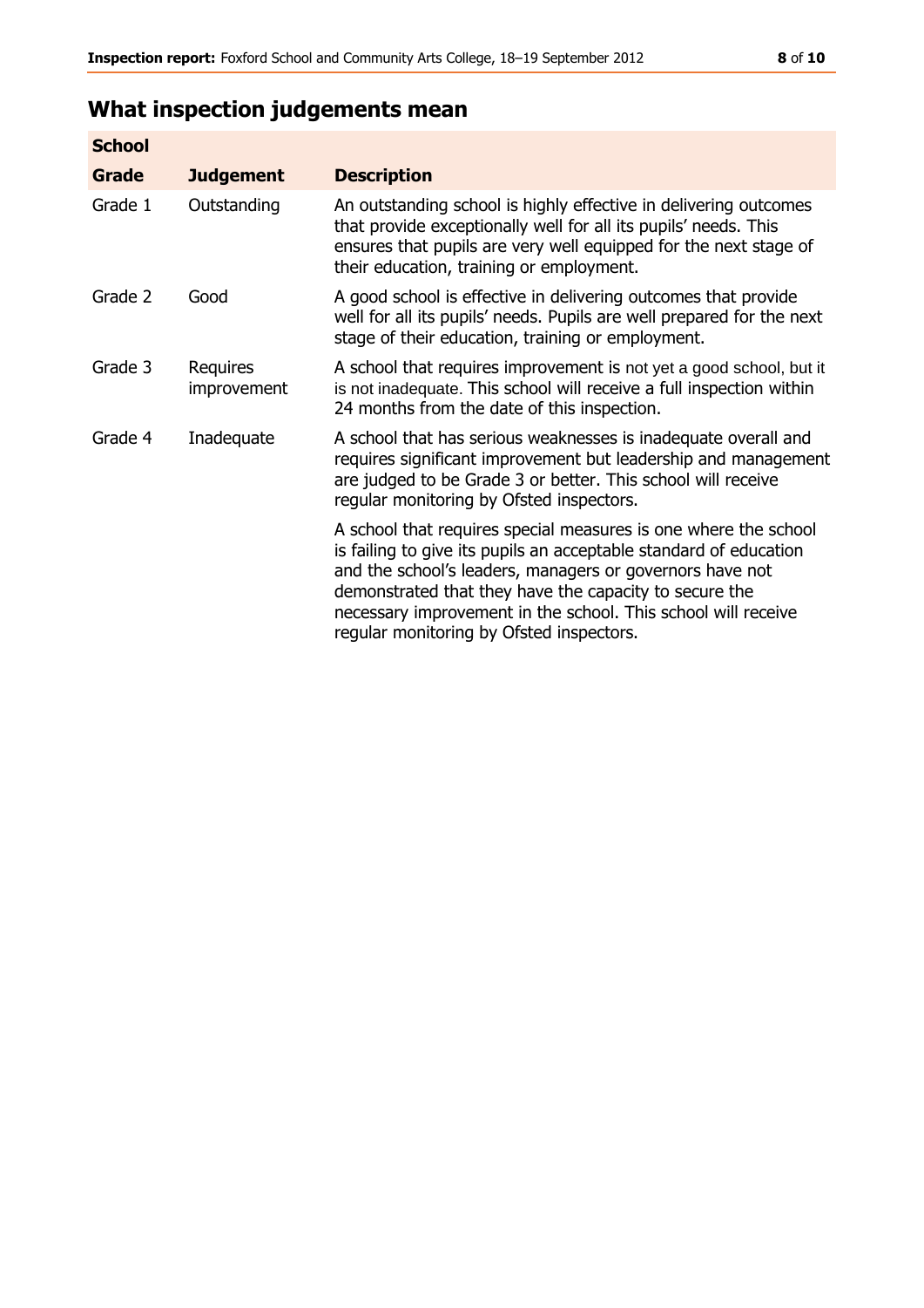## What inspection judgements mean

| School | | |
|---|---|---|
| **Grade** | **Judgement** | **Description** |
| Grade 1 | Outstanding | An outstanding school is highly effective in delivering outcomes that provide exceptionally well for all its pupils' needs. This ensures that pupils are very well equipped for the next stage of their education, training or employment. |
| Grade 2 | Good | A good school is effective in delivering outcomes that provide well for all its pupils' needs. Pupils are well prepared for the next stage of their education, training or employment. |
| Grade 3 | Requires improvement | A school that requires improvement is not yet a good school, but it is not inadequate. This school will receive a full inspection within 24 months from the date of this inspection. |
| Grade 4 | Inadequate | A school that has serious weaknesses is inadequate overall and requires significant improvement but leadership and management are judged to be Grade 3 or better. This school will receive regular monitoring by Ofsted inspectors. |
| | | A school that requires special measures is one where the school is failing to give its pupils an acceptable standard of education and the school's leaders, managers or governors have not demonstrated that they have the capacity to secure the necessary improvement in the school. This school will receive regular monitoring by Ofsted inspectors. |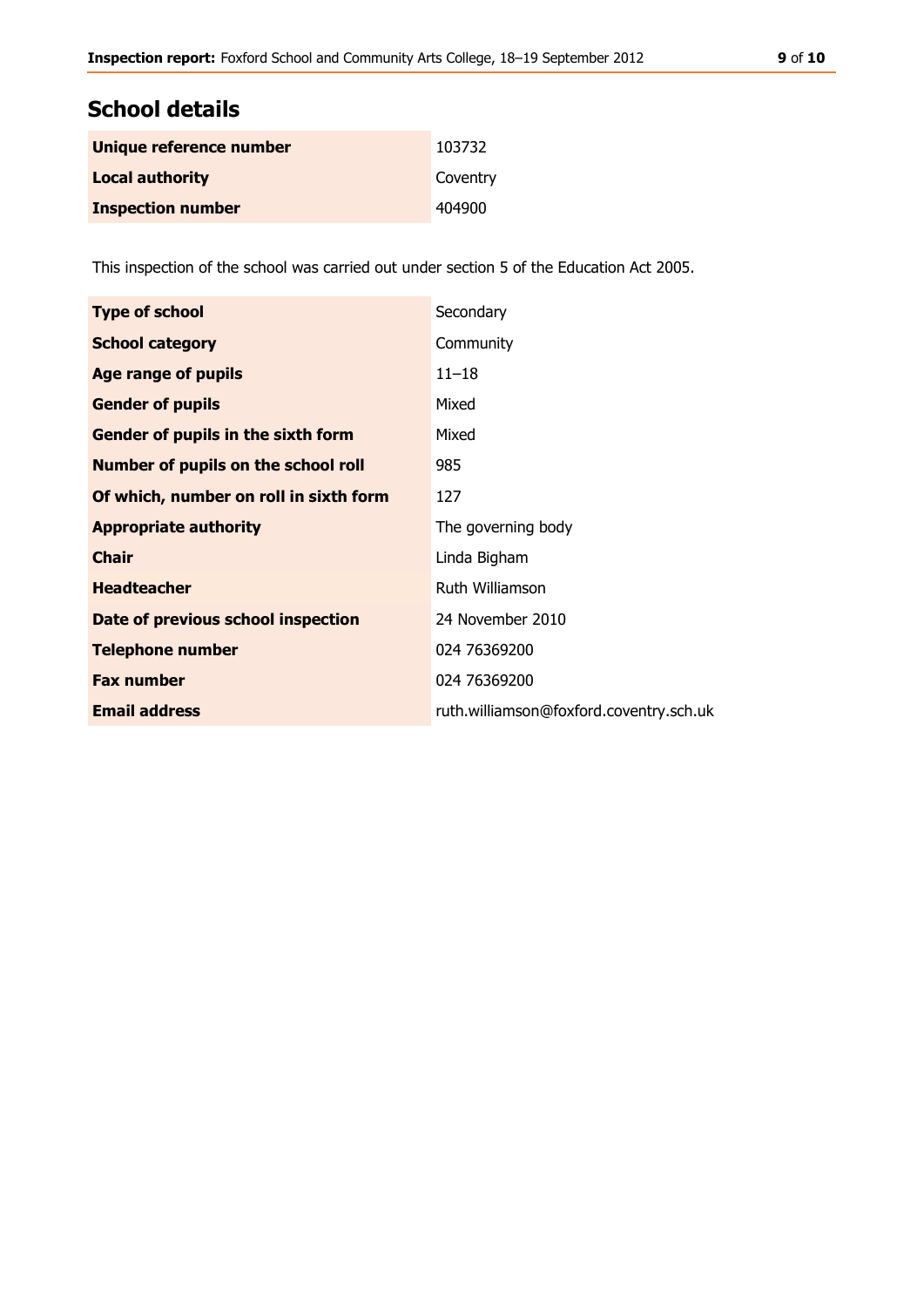## School details

| | |
|---|---|
| **Unique reference number** | 103732 |
| **Local authority** | Coventry |
| **Inspection number** | 404900 |

This inspection of the school was carried out under section 5 of the Education Act 2005.

| | |
|---|---|
| **Type of school** | Secondary |
| **School category** | Community |
| **Age range of pupils** | 11–18 |
| **Gender of pupils** | Mixed |
| **Gender of pupils in the sixth form** | Mixed |
| **Number of pupils on the school roll** | 985 |
| **Of which, number on roll in sixth form** | 127 |
| **Appropriate authority** | The governing body |
| **Chair** | Linda Bigham |
| **Headteacher** | Ruth Williamson |
| **Date of previous school inspection** | 24 November 2010 |
| **Telephone number** | 024 76369200 |
| **Fax number** | 024 76369200 |
| **Email address** | ruth.williamson@foxford.coventry.sch.uk |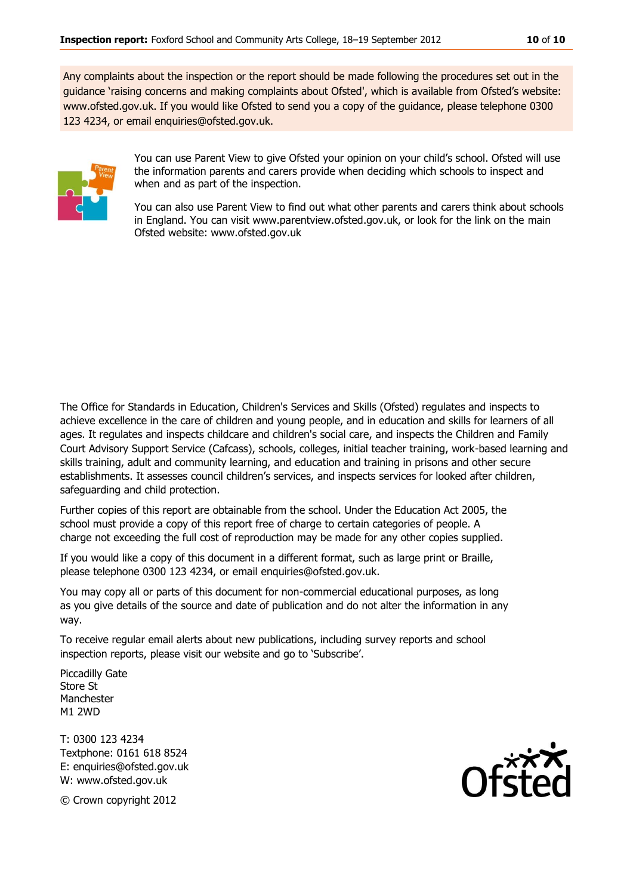Any complaints about the inspection or the report should be made following the procedures set out in the guidance 'raising concerns and making complaints about Ofsted', which is available from Ofsted's website: www.ofsted.gov.uk. If you would like Ofsted to send you a copy of the guidance, please telephone 0300 123 4234, or email enquiries@ofsted.gov.uk.

You can use Parent View to give Ofsted your opinion on your child's school. Ofsted will use the information parents and carers provide when deciding which schools to inspect and when and as part of the inspection.

You can also use Parent View to find out what other parents and carers think about schools in England. You can visit www.parentview.ofsted.gov.uk, or look for the link on the main Ofsted website: www.ofsted.gov.uk

The Office for Standards in Education, Children's Services and Skills (Ofsted) regulates and inspects to achieve excellence in the care of children and young people, and in education and skills for learners of all ages. It regulates and inspects childcare and children's social care, and inspects the Children and Family Court Advisory Support Service (Cafcass), schools, colleges, initial teacher training, work-based learning and skills training, adult and community learning, and education and training in prisons and other secure establishments. It assesses council children's services, and inspects services for looked after children, safeguarding and child protection.

Further copies of this report are obtainable from the school. Under the Education Act 2005, the school must provide a copy of this report free of charge to certain categories of people. A charge not exceeding the full cost of reproduction may be made for any other copies supplied.

If you would like a copy of this document in a different format, such as large print or Braille, please telephone 0300 123 4234, or email enquiries@ofsted.gov.uk.

You may copy all or parts of this document for non-commercial educational purposes, as long as you give details of the source and date of publication and do not alter the information in any way.

To receive regular email alerts about new publications, including survey reports and school inspection reports, please visit our website and go to 'Subscribe'.

Piccadilly Gate  
Store St  
Manchester  
M1 2WD

T: 0300 123 4234  
Textphone: 0161 618 8524  
E: enquiries@ofsted.gov.uk  
W: www.ofsted.gov.uk

© Crown copyright 2012